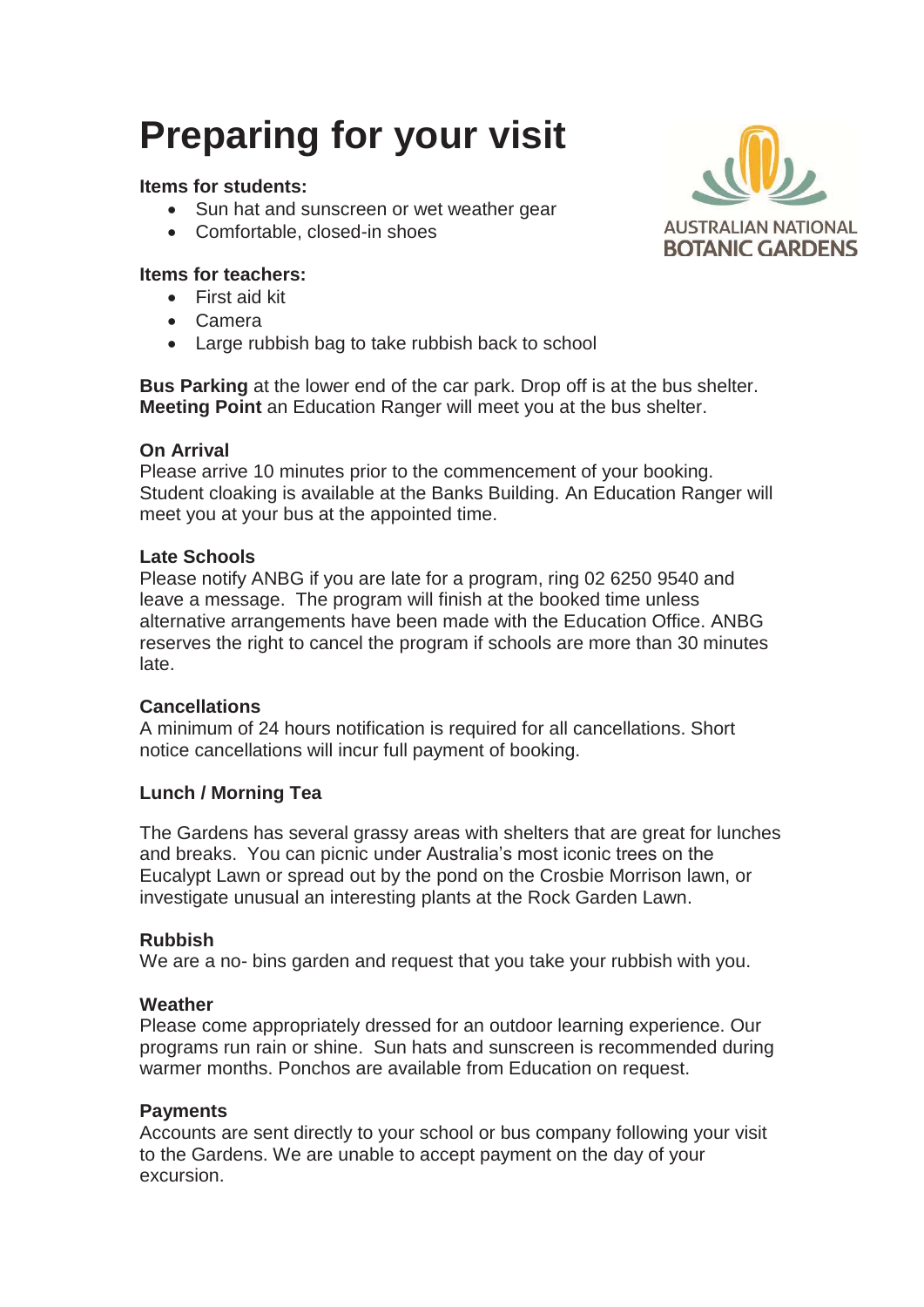# Preparing for your visit

**Items for students:**

- Sun hat and sunscreen or wet weather gear
- Comfortable, closed-in shoes

AUSTRALIAN NATIONAL BOTANIC GARDENS

**Items for teachers:**

- First aid kit
- Camera
- Large rubbish bag to take rubbish back to school

**Bus Parking** at the lower end of the car park. Drop off is at the bus shelter.
**Meeting Point** an Education Ranger will meet you at the bus shelter.

**On Arrival**
Please arrive 10 minutes prior to the commencement of your booking. Student cloaking is available at the Banks Building. An Education Ranger will meet you at your bus at the appointed time.

**Late Schools**
Please notify ANBG if you are late for a program, ring 02 6250 9540 and leave a message. The program will finish at the booked time unless alternative arrangements have been made with the Education Office. ANBG reserves the right to cancel the program if schools are more than 30 minutes late.

**Cancellations**
A minimum of 24 hours notification is required for all cancellations. Short notice cancellations will incur full payment of booking.

**Lunch / Morning Tea**

The Gardens has several grassy areas with shelters that are great for lunches and breaks. You can picnic under Australia's most iconic trees on the Eucalypt Lawn or spread out by the pond on the Crosbie Morrison lawn, or investigate unusual an interesting plants at the Rock Garden Lawn.

**Rubbish**
We are a no- bins garden and request that you take your rubbish with you.

**Weather**
Please come appropriately dressed for an outdoor learning experience. Our programs run rain or shine. Sun hats and sunscreen is recommended during warmer months. Ponchos are available from Education on request.

**Payments**
Accounts are sent directly to your school or bus company following your visit to the Gardens. We are unable to accept payment on the day of your excursion.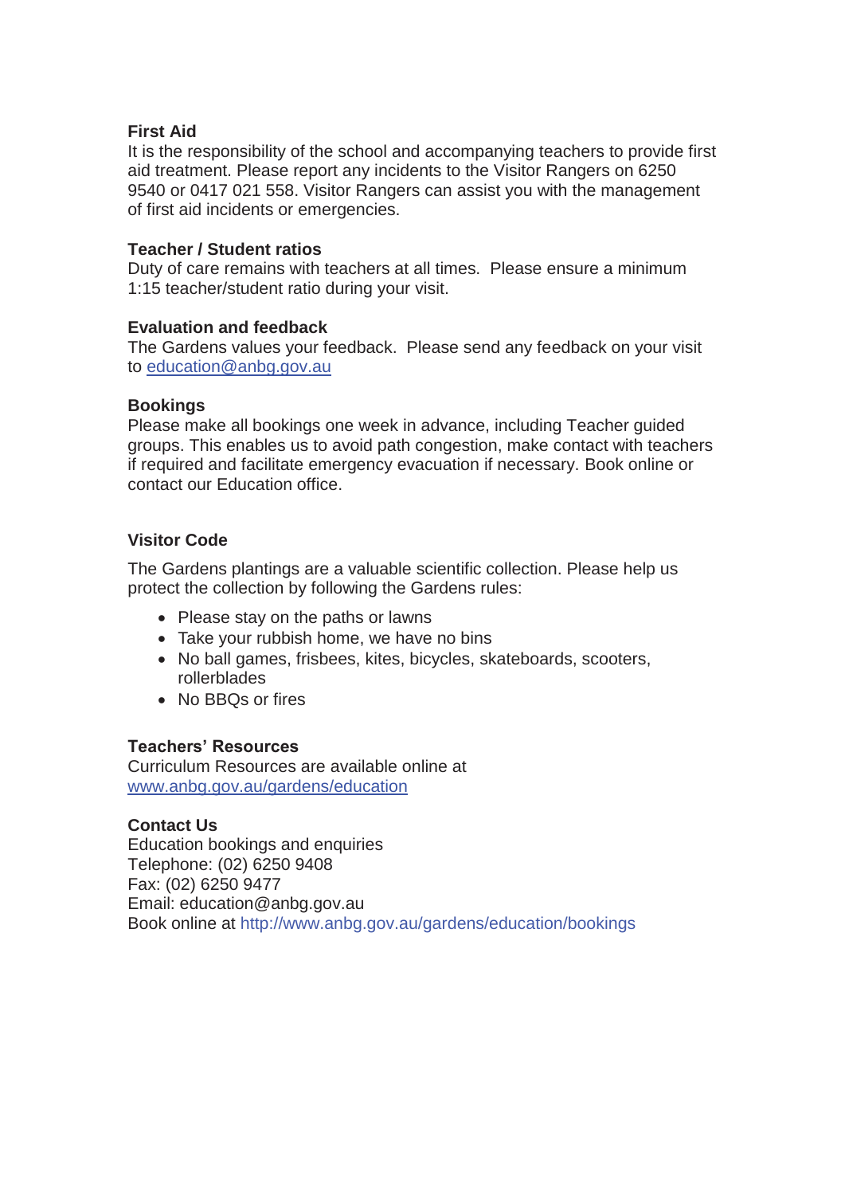**First Aid**

It is the responsibility of the school and accompanying teachers to provide first aid treatment. Please report any incidents to the Visitor Rangers on 6250 9540 or 0417 021 558. Visitor Rangers can assist you with the management of first aid incidents or emergencies.

**Teacher / Student ratios**

Duty of care remains with teachers at all times. Please ensure a minimum 1:15 teacher/student ratio during your visit.

**Evaluation and feedback**

The Gardens values your feedback. Please send any feedback on your visit to education@anbg.gov.au

**Bookings**

Please make all bookings one week in advance, including Teacher guided groups. This enables us to avoid path congestion, make contact with teachers if required and facilitate emergency evacuation if necessary. Book online or contact our Education office.

**Visitor Code**

The Gardens plantings are a valuable scientific collection. Please help us protect the collection by following the Gardens rules:

- Please stay on the paths or lawns
- Take your rubbish home, we have no bins
- No ball games, frisbees, kites, bicycles, skateboards, scooters, rollerblades
- No BBQs or fires

**Teachers' Resources**

Curriculum Resources are available online at www.anbg.gov.au/gardens/education

**Contact Us**

Education bookings and enquiries
Telephone: (02) 6250 9408
Fax: (02) 6250 9477
Email: education@anbg.gov.au
Book online at http://www.anbg.gov.au/gardens/education/bookings